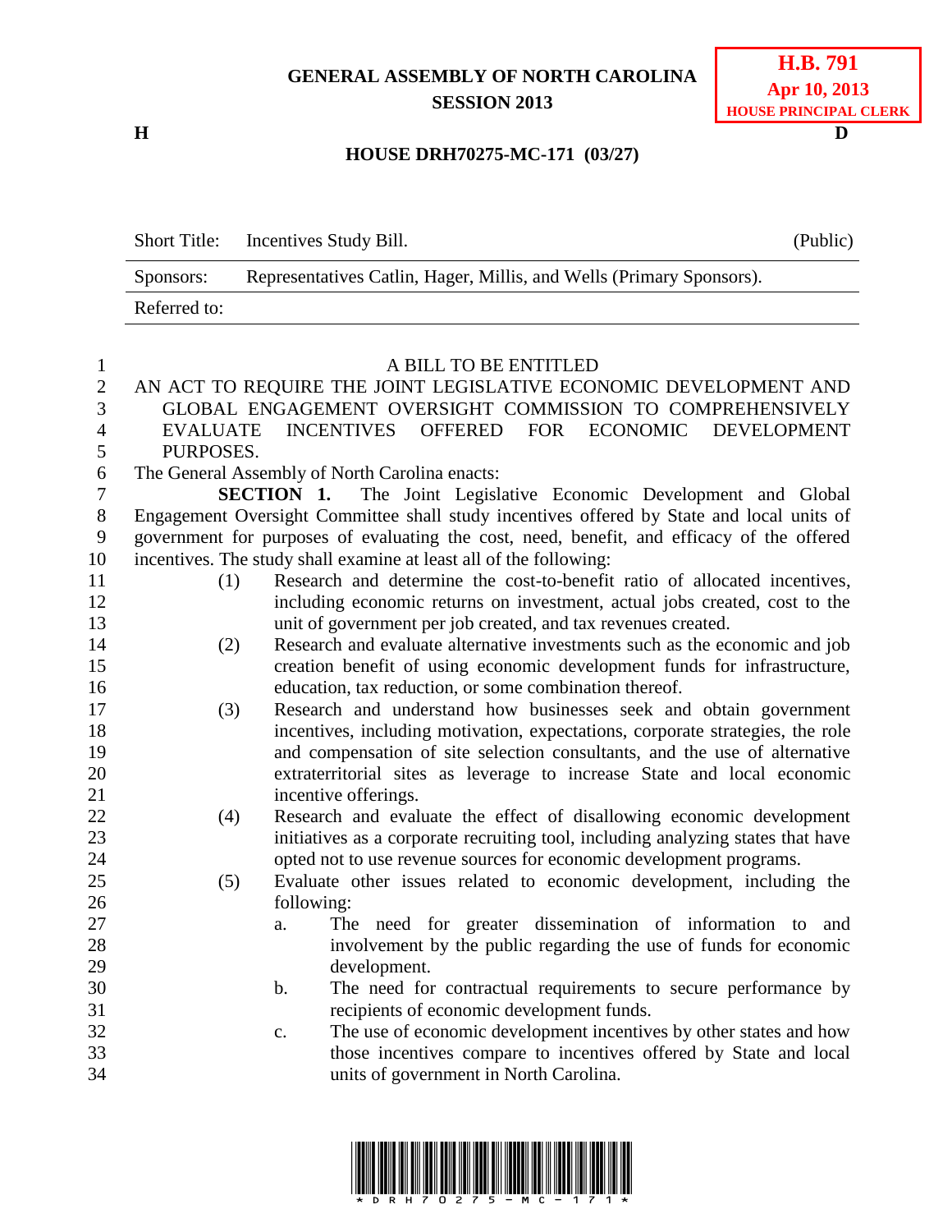**GENERAL ASSEMBLY OF NORTH CAROLINA**
**SESSION 2013**

**H.B. 791**
**Apr 10, 2013**
**HOUSE PRINCIPAL CLERK**

**H** **D**

**HOUSE DRH70275-MC-171 (03/27)**

| Short Title: | Incentives Study Bill. | (Public) |
| --- | --- | --- |
| Sponsors: | Representatives Catlin, Hager, Millis, and Wells (Primary Sponsors). | |
| Referred to: | | |

A BILL TO BE ENTITLED

AN ACT TO REQUIRE THE JOINT LEGISLATIVE ECONOMIC DEVELOPMENT AND GLOBAL ENGAGEMENT OVERSIGHT COMMISSION TO COMPREHENSIVELY EVALUATE INCENTIVES OFFERED FOR ECONOMIC DEVELOPMENT PURPOSES.

The General Assembly of North Carolina enacts:

**SECTION 1.** The Joint Legislative Economic Development and Global Engagement Oversight Committee shall study incentives offered by State and local units of government for purposes of evaluating the cost, need, benefit, and efficacy of the offered incentives. The study shall examine at least all of the following:

(1) Research and determine the cost-to-benefit ratio of allocated incentives, including economic returns on investment, actual jobs created, cost to the unit of government per job created, and tax revenues created.

(2) Research and evaluate alternative investments such as the economic and job creation benefit of using economic development funds for infrastructure, education, tax reduction, or some combination thereof.

(3) Research and understand how businesses seek and obtain government incentives, including motivation, expectations, corporate strategies, the role and compensation of site selection consultants, and the use of alternative extraterritorial sites as leverage to increase State and local economic incentive offerings.

(4) Research and evaluate the effect of disallowing economic development initiatives as a corporate recruiting tool, including analyzing states that have opted not to use revenue sources for economic development programs.

(5) Evaluate other issues related to economic development, including the following:

a. The need for greater dissemination of information to and involvement by the public regarding the use of funds for economic development.

b. The need for contractual requirements to secure performance by recipients of economic development funds.

c. The use of economic development incentives by other states and how those incentives compare to incentives offered by State and local units of government in North Carolina.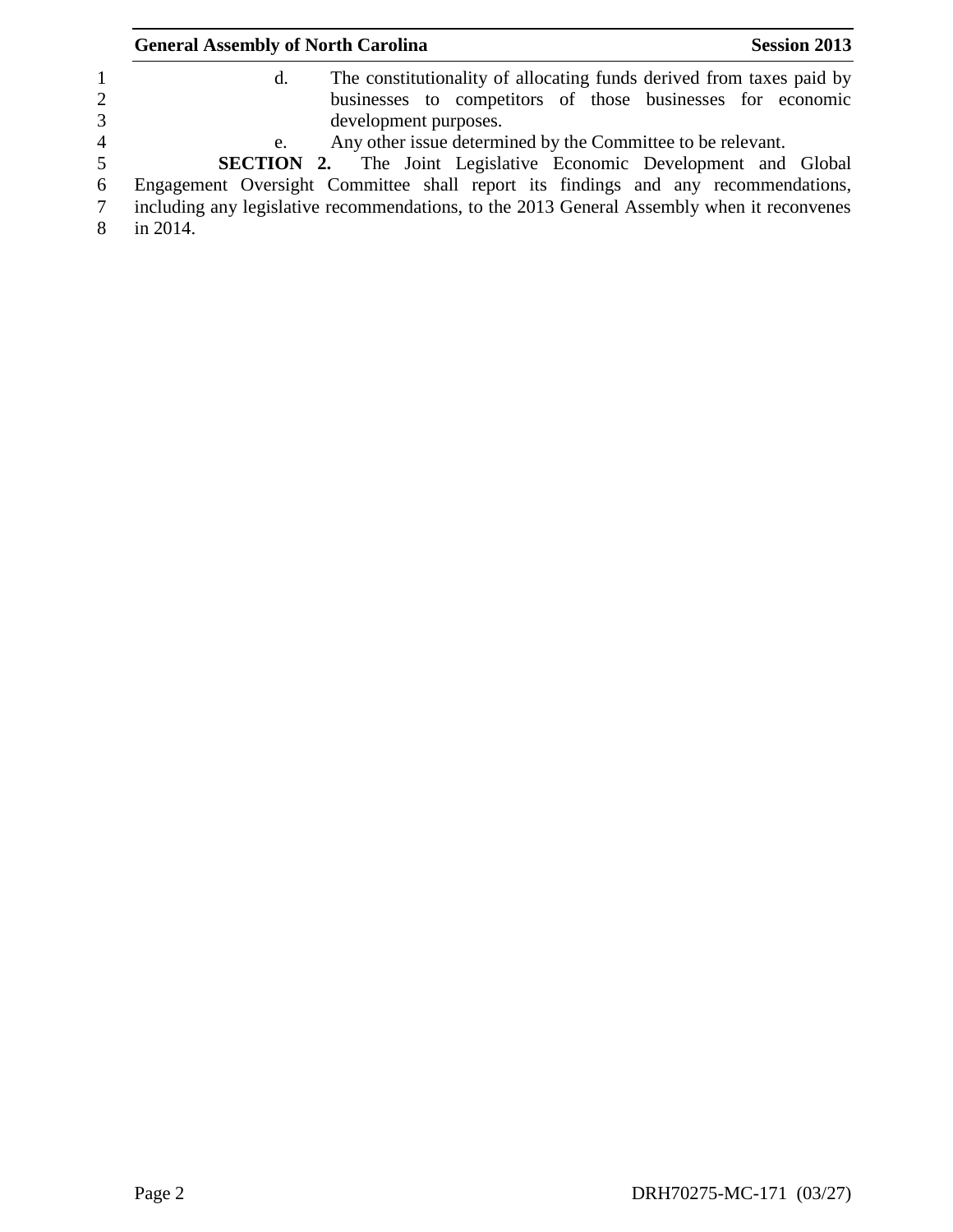d. The constitutionality of allocating funds derived from taxes paid by businesses to competitors of those businesses for economic development purposes.

e. Any other issue determined by the Committee to be relevant.

**SECTION 2.** The Joint Legislative Economic Development and Global Engagement Oversight Committee shall report its findings and any recommendations, including any legislative recommendations, to the 2013 General Assembly when it reconvenes in 2014.